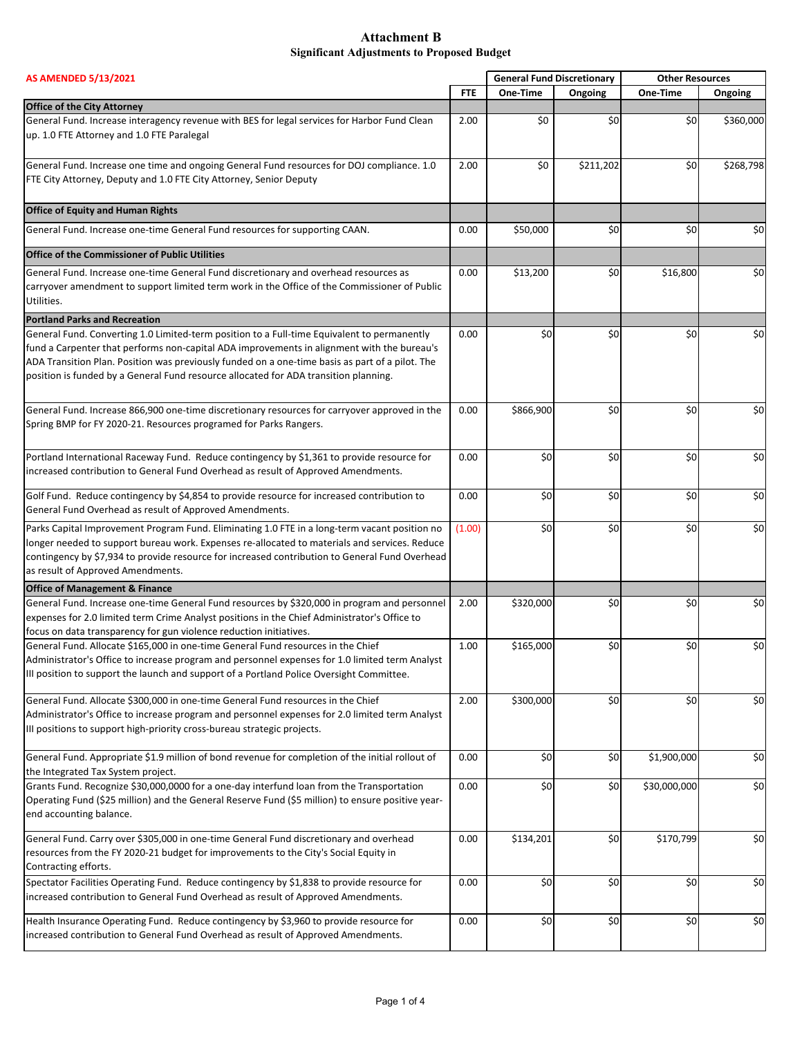# Attachment B
## Significant Adjustments to Proposed Budget

| AS AMENDED 5/13/2021 | | General Fund Discretionary | | Other Resources | |
|---|---|---|---|---|---|
| | FTE | One-Time | Ongoing | One-Time | Ongoing |
| **Office of the City Attorney** | | | | | |
| General Fund. Increase interagency revenue with BES for legal services for Harbor Fund Clean up. 1.0 FTE Attorney and 1.0 FTE Paralegal | 2.00 | $0 | $0 | $0 | $360,000 |
| General Fund. Increase one time and ongoing General Fund resources for DOJ compliance. 1.0 FTE City Attorney, Deputy and 1.0 FTE City Attorney, Senior Deputy | 2.00 | $0 | $211,202 | $0 | $268,798 |
| **Office of Equity and Human Rights** | | | | | |
| General Fund. Increase one-time General Fund resources for supporting CAAN. | 0.00 | $50,000 | $0 | $0 | $0 |
| **Office of the Commissioner of Public Utilities** | | | | | |
| General Fund. Increase one-time General Fund discretionary and overhead resources as carryover amendment to support limited term work in the Office of the Commissioner of Public Utilities. | 0.00 | $13,200 | $0 | $16,800 | $0 |
| **Portland Parks and Recreation** | | | | | |
| General Fund. Converting 1.0 Limited-term position to a Full-time Equivalent to permanently fund a Carpenter that performs non-capital ADA improvements in alignment with the bureau's ADA Transition Plan. Position was previously funded on a one-time basis as part of a pilot. The position is funded by a General Fund resource allocated for ADA transition planning. | 0.00 | $0 | $0 | $0 | $0 |
| General Fund. Increase 866,900 one-time discretionary resources for carryover approved in the Spring BMP for FY 2020-21. Resources programed for Parks Rangers. | 0.00 | $866,900 | $0 | $0 | $0 |
| Portland International Raceway Fund. Reduce contingency by $1,361 to provide resource for increased contribution to General Fund Overhead as result of Approved Amendments. | 0.00 | $0 | $0 | $0 | $0 |
| Golf Fund. Reduce contingency by $4,854 to provide resource for increased contribution to General Fund Overhead as result of Approved Amendments. | 0.00 | $0 | $0 | $0 | $0 |
| Parks Capital Improvement Program Fund. Eliminating 1.0 FTE in a long-term vacant position no longer needed to support bureau work. Expenses re-allocated to materials and services. Reduce contingency by $7,934 to provide resource for increased contribution to General Fund Overhead as result of Approved Amendments. | (1.00) | $0 | $0 | $0 | $0 |
| **Office of Management & Finance** | | | | | |
| General Fund. Increase one-time General Fund resources by $320,000 in program and personnel expenses for 2.0 limited term Crime Analyst positions in the Chief Administrator's Office to focus on data transparency for gun violence reduction initiatives. | 2.00 | $320,000 | $0 | $0 | $0 |
| General Fund. Allocate $165,000 in one-time General Fund resources in the Chief Administrator's Office to increase program and personnel expenses for 1.0 limited term Analyst III position to support the launch and support of a Portland Police Oversight Committee. | 1.00 | $165,000 | $0 | $0 | $0 |
| General Fund. Allocate $300,000 in one-time General Fund resources in the Chief Administrator's Office to increase program and personnel expenses for 2.0 limited term Analyst III positions to support high-priority cross-bureau strategic projects. | 2.00 | $300,000 | $0 | $0 | $0 |
| General Fund. Appropriate $1.9 million of bond revenue for completion of the initial rollout of the Integrated Tax System project. | 0.00 | $0 | $0 | $1,900,000 | $0 |
| Grants Fund. Recognize $30,000,0000 for a one-day interfund loan from the Transportation Operating Fund ($25 million) and the General Reserve Fund ($5 million) to ensure positive year-end accounting balance. | 0.00 | $0 | $0 | $30,000,000 | $0 |
| General Fund. Carry over $305,000 in one-time General Fund discretionary and overhead resources from the FY 2020-21 budget for improvements to the City's Social Equity in Contracting efforts. | 0.00 | $134,201 | $0 | $170,799 | $0 |
| Spectator Facilities Operating Fund. Reduce contingency by $1,838 to provide resource for increased contribution to General Fund Overhead as result of Approved Amendments. | 0.00 | $0 | $0 | $0 | $0 |
| Health Insurance Operating Fund. Reduce contingency by $3,960 to provide resource for increased contribution to General Fund Overhead as result of Approved Amendments. | 0.00 | $0 | $0 | $0 | $0 |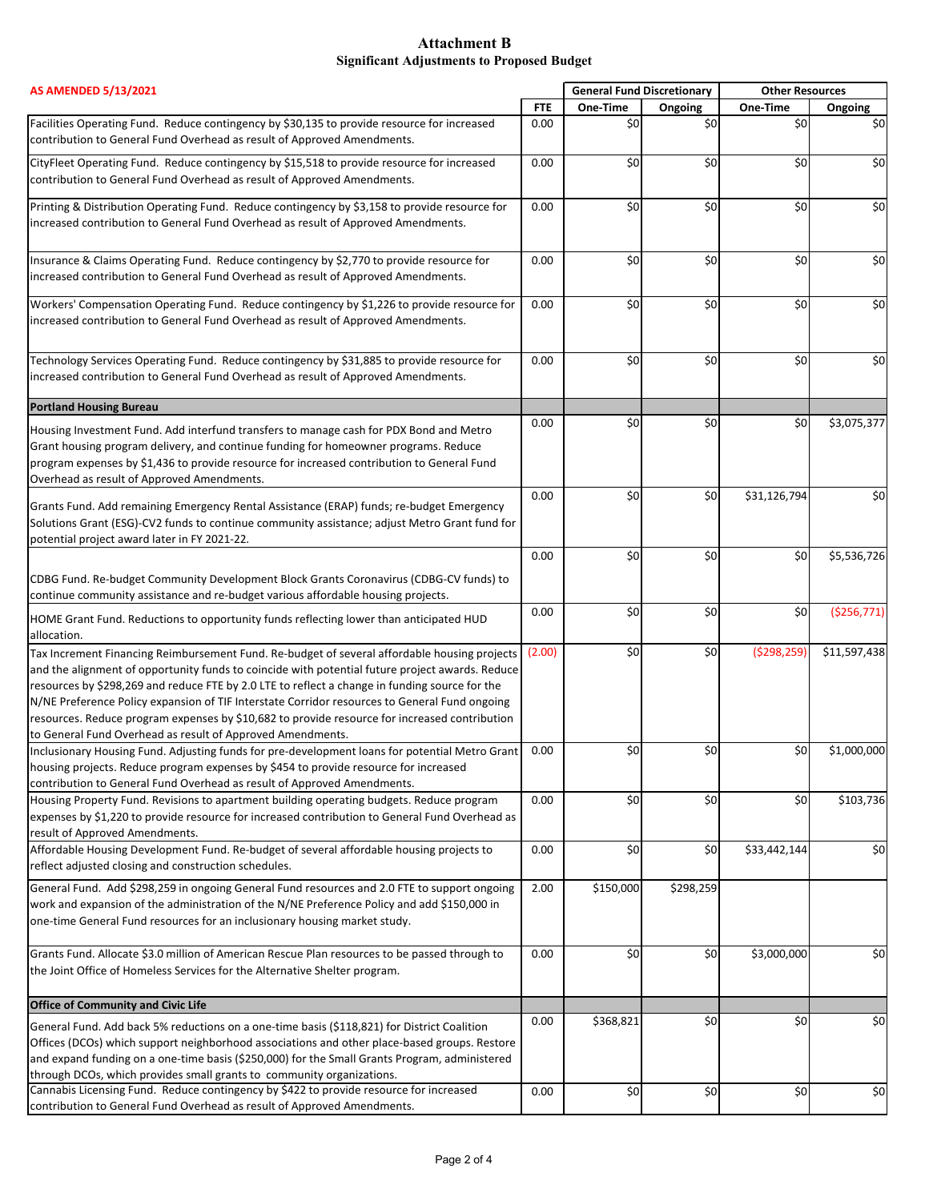# Attachment B
## Significant Adjustments to Proposed Budget

| AS AMENDED 5/13/2021 | | General Fund Discretionary | | Other Resources | |
|---|---|---|---|---|---|
| | FTE | One-Time | Ongoing | One-Time | Ongoing |
| Facilities Operating Fund. Reduce contingency by $30,135 to provide resource for increased contribution to General Fund Overhead as result of Approved Amendments. | 0.00 | $0 | $0 | $0 | $0 |
| CityFleet Operating Fund. Reduce contingency by $15,518 to provide resource for increased contribution to General Fund Overhead as result of Approved Amendments. | 0.00 | $0 | $0 | $0 | $0 |
| Printing & Distribution Operating Fund. Reduce contingency by $3,158 to provide resource for increased contribution to General Fund Overhead as result of Approved Amendments. | 0.00 | $0 | $0 | $0 | $0 |
| Insurance & Claims Operating Fund. Reduce contingency by $2,770 to provide resource for increased contribution to General Fund Overhead as result of Approved Amendments. | 0.00 | $0 | $0 | $0 | $0 |
| Workers' Compensation Operating Fund. Reduce contingency by $1,226 to provide resource for increased contribution to General Fund Overhead as result of Approved Amendments. | 0.00 | $0 | $0 | $0 | $0 |
| Technology Services Operating Fund. Reduce contingency by $31,885 to provide resource for increased contribution to General Fund Overhead as result of Approved Amendments. | 0.00 | $0 | $0 | $0 | $0 |
| **Portland Housing Bureau** | | | | | |
| Housing Investment Fund. Add interfund transfers to manage cash for PDX Bond and Metro Grant housing program delivery, and continue funding for homeowner programs. Reduce program expenses by $1,436 to provide resource for increased contribution to General Fund Overhead as result of Approved Amendments. | 0.00 | $0 | $0 | $0 | $3,075,377 |
| Grants Fund. Add remaining Emergency Rental Assistance (ERAP) funds; re-budget Emergency Solutions Grant (ESG)-CV2 funds to continue community assistance; adjust Metro Grant fund for potential project award later in FY 2021-22. | 0.00 | $0 | $0 | $31,126,794 | $0 |
| CDBG Fund. Re-budget Community Development Block Grants Coronavirus (CDBG-CV funds) to continue community assistance and re-budget various affordable housing projects. | 0.00 | $0 | $0 | $0 | $5,536,726 |
| HOME Grant Fund. Reductions to opportunity funds reflecting lower than anticipated HUD allocation. | 0.00 | $0 | $0 | $0 | ($256,771) |
| Tax Increment Financing Reimbursement Fund. Re-budget of several affordable housing projects and the alignment of opportunity funds to coincide with potential future project awards. Reduce resources by $298,269 and reduce FTE by 2.0 LTE to reflect a change in funding source for the N/NE Preference Policy expansion of TIF Interstate Corridor resources to General Fund ongoing resources. Reduce program expenses by $10,682 to provide resource for increased contribution to General Fund Overhead as result of Approved Amendments. | (2.00) | $0 | $0 | ($298,259) | $11,597,438 |
| Inclusionary Housing Fund. Adjusting funds for pre-development loans for potential Metro Grant housing projects. Reduce program expenses by $454 to provide resource for increased contribution to General Fund Overhead as result of Approved Amendments. | 0.00 | $0 | $0 | $0 | $1,000,000 |
| Housing Property Fund. Revisions to apartment building operating budgets. Reduce program expenses by $1,220 to provide resource for increased contribution to General Fund Overhead as result of Approved Amendments. | 0.00 | $0 | $0 | $0 | $103,736 |
| Affordable Housing Development Fund. Re-budget of several affordable housing projects to reflect adjusted closing and construction schedules. | 0.00 | $0 | $0 | $33,442,144 | $0 |
| General Fund. Add $298,259 in ongoing General Fund resources and 2.0 FTE to support ongoing work and expansion of the administration of the N/NE Preference Policy and add $150,000 in one-time General Fund resources for an inclusionary housing market study. | 2.00 | $150,000 | $298,259 | | |
| Grants Fund. Allocate $3.0 million of American Rescue Plan resources to be passed through to the Joint Office of Homeless Services for the Alternative Shelter program. | 0.00 | $0 | $0 | $3,000,000 | $0 |
| **Office of Community and Civic Life** | | | | | |
| General Fund. Add back 5% reductions on a one-time basis ($118,821) for District Coalition Offices (DCOs) which support neighborhood associations and other place-based groups. Restore and expand funding on a one-time basis ($250,000) for the Small Grants Program, administered through DCOs, which provides small grants to community organizations. | 0.00 | $368,821 | $0 | $0 | $0 |
| Cannabis Licensing Fund. Reduce contingency by $422 to provide resource for increased contribution to General Fund Overhead as result of Approved Amendments. | 0.00 | $0 | $0 | $0 | $0 |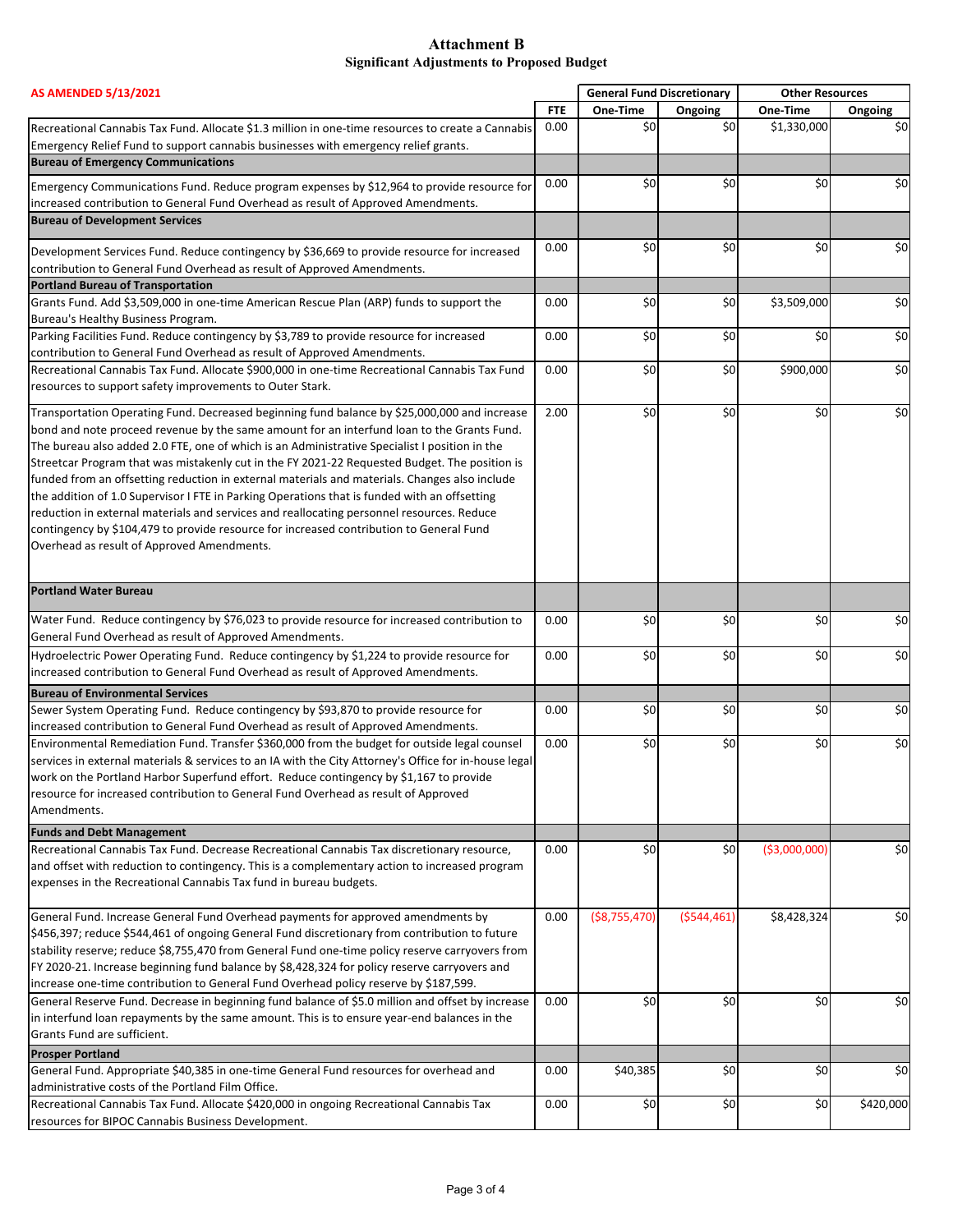# Attachment B
## Significant Adjustments to Proposed Budget

| AS AMENDED 5/13/2021 | | General Fund Discretionary | | Other Resources | |
|---|---|---|---|---|---|
| | FTE | One-Time | Ongoing | One-Time | Ongoing |
| Recreational Cannabis Tax Fund. Allocate $1.3 million in one-time resources to create a Cannabis Emergency Relief Fund to support cannabis businesses with emergency relief grants. | 0.00 | $0 | $0 | $1,330,000 | $0 |
| **Bureau of Emergency Communications** | | | | | |
| Emergency Communications Fund. Reduce program expenses by $12,964 to provide resource for increased contribution to General Fund Overhead as result of Approved Amendments. | 0.00 | $0 | $0 | $0 | $0 |
| **Bureau of Development Services** | | | | | |
| Development Services Fund. Reduce contingency by $36,669 to provide resource for increased contribution to General Fund Overhead as result of Approved Amendments. | 0.00 | $0 | $0 | $0 | $0 |
| **Portland Bureau of Transportation** | | | | | |
| Grants Fund. Add $3,509,000 in one-time American Rescue Plan (ARP) funds to support the Bureau's Healthy Business Program. | 0.00 | $0 | $0 | $3,509,000 | $0 |
| Parking Facilities Fund. Reduce contingency by $3,789 to provide resource for increased contribution to General Fund Overhead as result of Approved Amendments. | 0.00 | $0 | $0 | $0 | $0 |
| Recreational Cannabis Tax Fund. Allocate $900,000 in one-time Recreational Cannabis Tax Fund resources to support safety improvements to Outer Stark. | 0.00 | $0 | $0 | $900,000 | $0 |
| Transportation Operating Fund. Decreased beginning fund balance by $25,000,000 and increase bond and note proceed revenue by the same amount for an interfund loan to the Grants Fund. The bureau also added 2.0 FTE, one of which is an Administrative Specialist I position in the Streetcar Program that was mistakenly cut in the FY 2021-22 Requested Budget. The position is funded from an offsetting reduction in external materials and materials. Changes also include the addition of 1.0 Supervisor I FTE in Parking Operations that is funded with an offsetting reduction in external materials and services and reallocating personnel resources. Reduce contingency by $104,479 to provide resource for increased contribution to General Fund Overhead as result of Approved Amendments. | 2.00 | $0 | $0 | $0 | $0 |
| **Portland Water Bureau** | | | | | |
| Water Fund. Reduce contingency by $76,023 to provide resource for increased contribution to General Fund Overhead as result of Approved Amendments. | 0.00 | $0 | $0 | $0 | $0 |
| Hydroelectric Power Operating Fund. Reduce contingency by $1,224 to provide resource for increased contribution to General Fund Overhead as result of Approved Amendments. | 0.00 | $0 | $0 | $0 | $0 |
| **Bureau of Environmental Services** | | | | | |
| Sewer System Operating Fund. Reduce contingency by $93,870 to provide resource for increased contribution to General Fund Overhead as result of Approved Amendments. | 0.00 | $0 | $0 | $0 | $0 |
| Environmental Remediation Fund. Transfer $360,000 from the budget for outside legal counsel services in external materials & services to an IA with the City Attorney's Office for in-house legal work on the Portland Harbor Superfund effort. Reduce contingency by $1,167 to provide resource for increased contribution to General Fund Overhead as result of Approved Amendments. | 0.00 | $0 | $0 | $0 | $0 |
| **Funds and Debt Management** | | | | | |
| Recreational Cannabis Tax Fund. Decrease Recreational Cannabis Tax discretionary resource, and offset with reduction to contingency. This is a complementary action to increased program expenses in the Recreational Cannabis Tax fund in bureau budgets. | 0.00 | $0 | $0 | ($3,000,000) | $0 |
| General Fund. Increase General Fund Overhead payments for approved amendments by $456,397; reduce $544,461 of ongoing General Fund discretionary from contribution to future stability reserve; reduce $8,755,470 from General Fund one-time policy reserve carryovers from FY 2020-21. Increase beginning fund balance by $8,428,324 for policy reserve carryovers and increase one-time contribution to General Fund Overhead policy reserve by $187,599. | 0.00 | ($8,755,470) | ($544,461) | $8,428,324 | $0 |
| General Reserve Fund. Decrease in beginning fund balance of $5.0 million and offset by increase in interfund loan repayments by the same amount. This is to ensure year-end balances in the Grants Fund are sufficient. | 0.00 | $0 | $0 | $0 | $0 |
| **Prosper Portland** | | | | | |
| General Fund. Appropriate $40,385 in one-time General Fund resources for overhead and administrative costs of the Portland Film Office. | 0.00 | $40,385 | $0 | $0 | $0 |
| Recreational Cannabis Tax Fund. Allocate $420,000 in ongoing Recreational Cannabis Tax resources for BIPOC Cannabis Business Development. | 0.00 | $0 | $0 | $0 | $420,000 |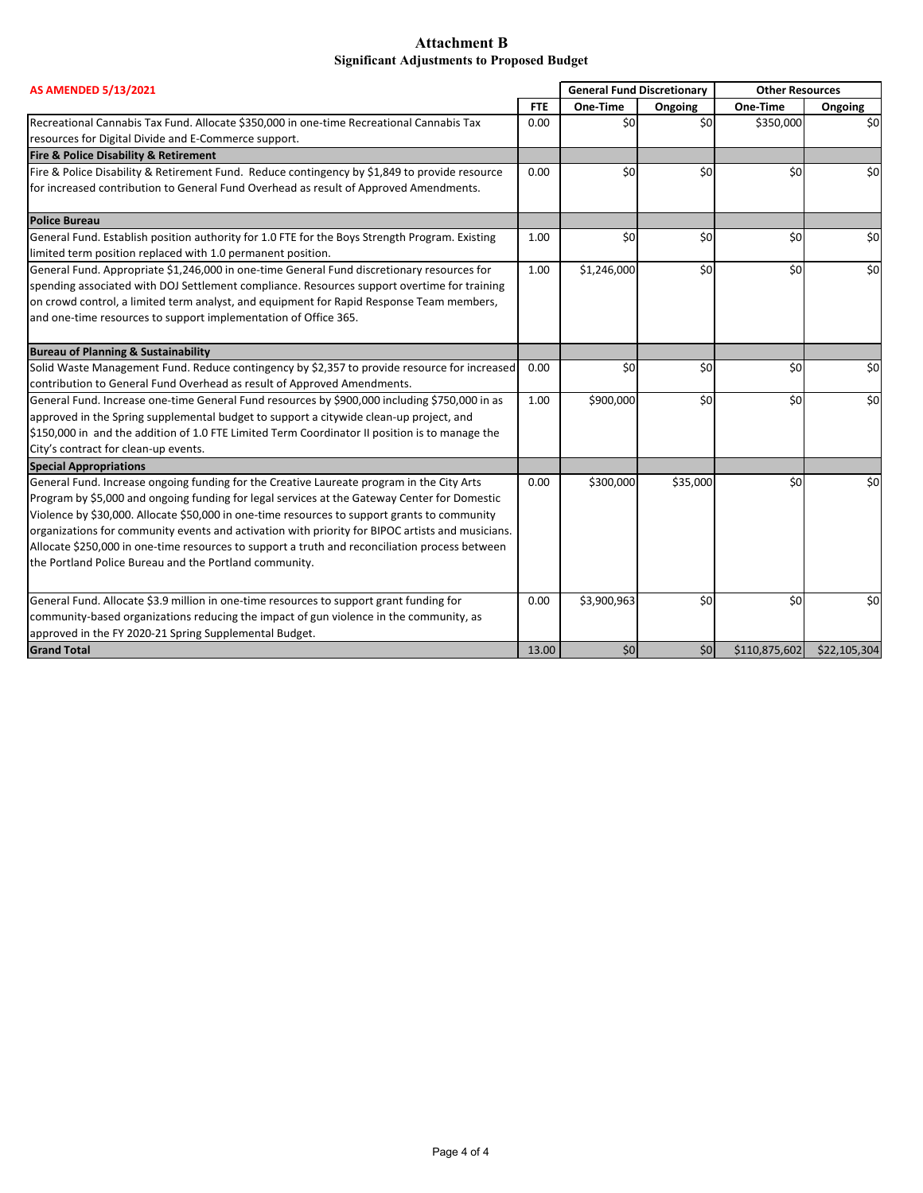# Attachment B
## Significant Adjustments to Proposed Budget

| AS AMENDED 5/13/2021 | | General Fund Discretionary | | Other Resources | |
|---|---|---|---|---|---|
| | FTE | One-Time | Ongoing | One-Time | Ongoing |
| Recreational Cannabis Tax Fund. Allocate $350,000 in one-time Recreational Cannabis Tax resources for Digital Divide and E-Commerce support. | 0.00 | $0 | $0 | $350,000 | $0 |
| **Fire & Police Disability & Retirement** | | | | | |
| Fire & Police Disability & Retirement Fund. Reduce contingency by $1,849 to provide resource for increased contribution to General Fund Overhead as result of Approved Amendments. | 0.00 | $0 | $0 | $0 | $0 |
| **Police Bureau** | | | | | |
| General Fund. Establish position authority for 1.0 FTE for the Boys Strength Program. Existing limited term position replaced with 1.0 permanent position. | 1.00 | $0 | $0 | $0 | $0 |
| General Fund. Appropriate $1,246,000 in one-time General Fund discretionary resources for spending associated with DOJ Settlement compliance. Resources support overtime for training on crowd control, a limited term analyst, and equipment for Rapid Response Team members, and one-time resources to support implementation of Office 365. | 1.00 | $1,246,000 | $0 | $0 | $0 |
| **Bureau of Planning & Sustainability** | | | | | |
| Solid Waste Management Fund. Reduce contingency by $2,357 to provide resource for increased contribution to General Fund Overhead as result of Approved Amendments. | 0.00 | $0 | $0 | $0 | $0 |
| General Fund. Increase one-time General Fund resources by $900,000 including $750,000 in as approved in the Spring supplemental budget to support a citywide clean-up project, and $150,000 in and the addition of 1.0 FTE Limited Term Coordinator II position is to manage the City's contract for clean-up events. | 1.00 | $900,000 | $0 | $0 | $0 |
| **Special Appropriations** | | | | | |
| General Fund. Increase ongoing funding for the Creative Laureate program in the City Arts Program by $5,000 and ongoing funding for legal services at the Gateway Center for Domestic Violence by $30,000. Allocate $50,000 in one-time resources to support grants to community organizations for community events and activation with priority for BIPOC artists and musicians. Allocate $250,000 in one-time resources to support a truth and reconciliation process between the Portland Police Bureau and the Portland community. | 0.00 | $300,000 | $35,000 | $0 | $0 |
| General Fund. Allocate $3.9 million in one-time resources to support grant funding for community-based organizations reducing the impact of gun violence in the community, as approved in the FY 2020-21 Spring Supplemental Budget. | 0.00 | $3,900,963 | $0 | $0 | $0 |
| **Grand Total** | 13.00 | $0 | $0 | $110,875,602 | $22,105,304 |